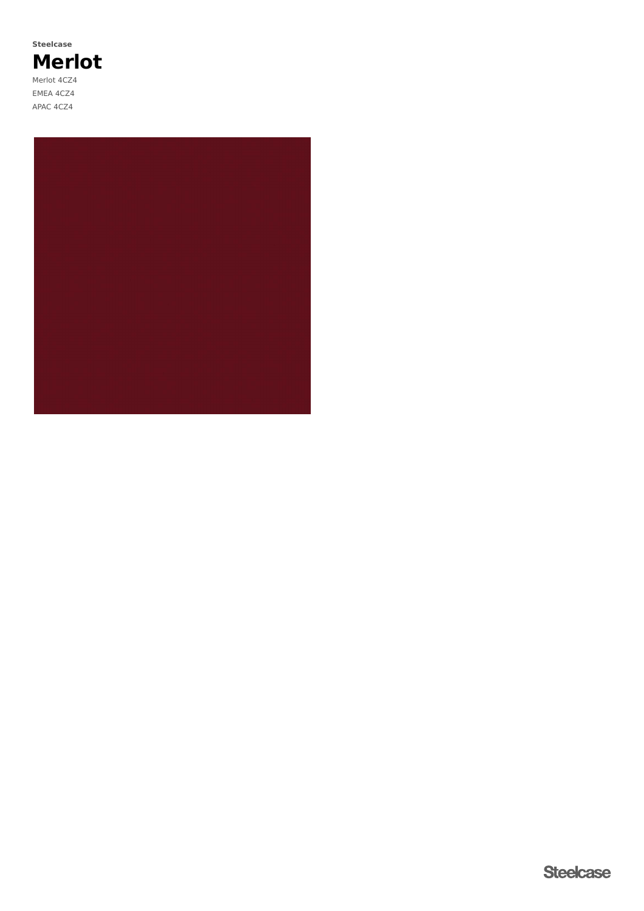**Steelcase**

# Merlot

Merlot 4CZ4

EMEA 4CZ4

APAC 4CZ4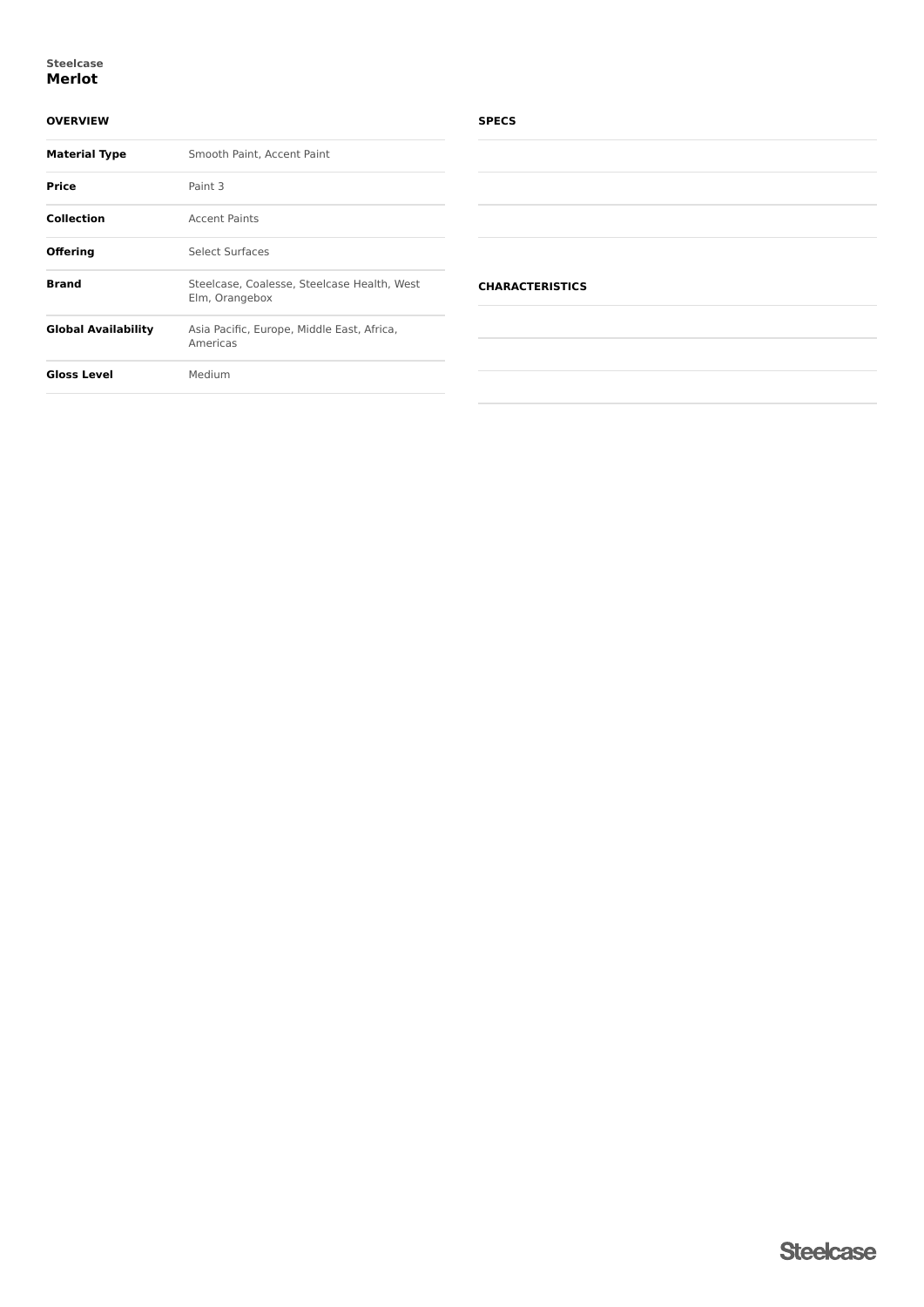Steelcase

# Merlot

## OVERVIEW

| | |
|---|---|
| **Material Type** | Smooth Paint, Accent Paint |
| **Price** | Paint 3 |
| **Collection** | Accent Paints |
| **Offering** | Select Surfaces |
| **Brand** | Steelcase, Coalesse, Steelcase Health, West Elm, Orangebox |
| **Global Availability** | Asia Pacific, Europe, Middle East, Africa, Americas |
| **Gloss Level** | Medium |

## SPECS

## CHARACTERISTICS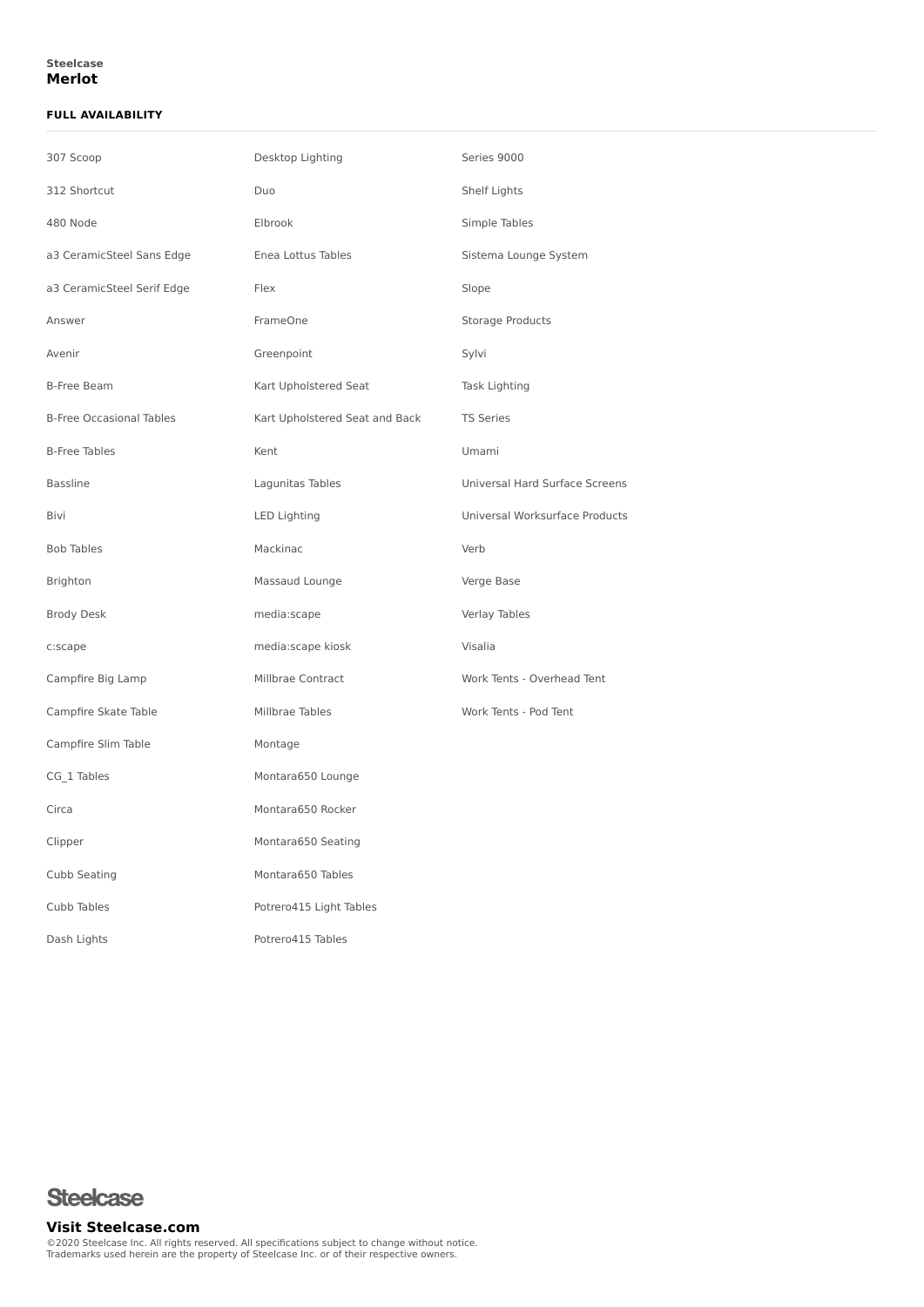**Steelcase**
# Merlot

### FULL AVAILABILITY

- 307 Scoop
- 312 Shortcut
- 480 Node
- a3 CeramicSteel Sans Edge
- a3 CeramicSteel Serif Edge
- Answer
- Avenir
- B-Free Beam
- B-Free Occasional Tables
- B-Free Tables
- Bassline
- Bivi
- Bob Tables
- Brighton
- Brody Desk
- c:scape
- Campfire Big Lamp
- Campfire Skate Table
- Campfire Slim Table
- CG_1 Tables
- Circa
- Clipper
- Cubb Seating
- Cubb Tables
- Dash Lights
- Desktop Lighting
- Duo
- Elbrook
- Enea Lottus Tables
- Flex
- FrameOne
- Greenpoint
- Kart Upholstered Seat
- Kart Upholstered Seat and Back
- Kent
- Lagunitas Tables
- LED Lighting
- Mackinac
- Massaud Lounge
- media:scape
- media:scape kiosk
- Millbrae Contract
- Millbrae Tables
- Montage
- Montara650 Lounge
- Montara650 Rocker
- Montara650 Seating
- Montara650 Tables
- Potrero415 Light Tables
- Potrero415 Tables
- Series 9000
- Shelf Lights
- Simple Tables
- Sistema Lounge System
- Slope
- Storage Products
- Sylvi
- Task Lighting
- TS Series
- Umami
- Universal Hard Surface Screens
- Universal Worksurface Products
- Verb
- Verge Base
- Verlay Tables
- Visalia
- Work Tents - Overhead Tent
- Work Tents - Pod Tent

Steelcase

**Visit Steelcase.com**

©2020 Steelcase Inc. All rights reserved. All specifications subject to change without notice.
Trademarks used herein are the property of Steelcase Inc. or of their respective owners.